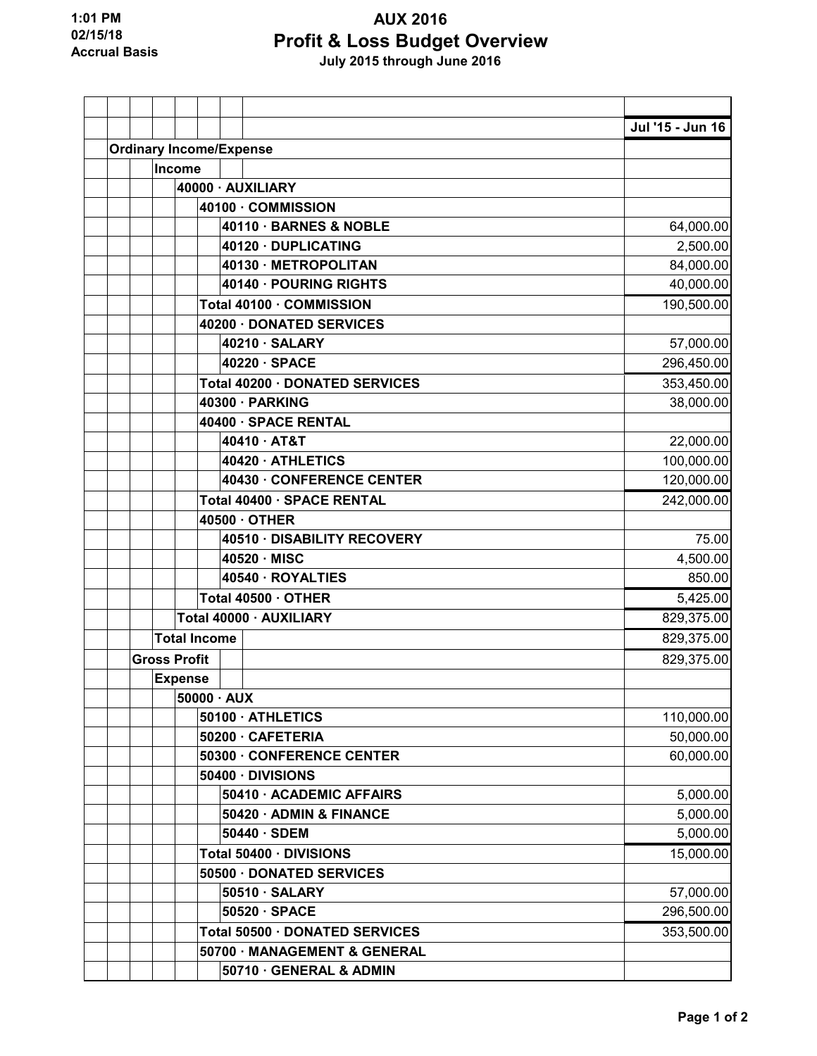1:01 PM
02/15/18
Accrual Basis

# AUX 2016
## Profit & Loss Budget Overview
**July 2015 through June 2016**

| | Jul '15 - Jun 16 |
|---|---|
| **Ordinary Income/Expense** | |
| **Income** | |
| **40000 · AUXILIARY** | |
| **40100 · COMMISSION** | |
| **40110 · BARNES & NOBLE** | 64,000.00 |
| **40120 · DUPLICATING** | 2,500.00 |
| **40130 · METROPOLITAN** | 84,000.00 |
| **40140 · POURING RIGHTS** | 40,000.00 |
| **Total 40100 · COMMISSION** | 190,500.00 |
| **40200 · DONATED SERVICES** | |
| **40210 · SALARY** | 57,000.00 |
| **40220 · SPACE** | 296,450.00 |
| **Total 40200 · DONATED SERVICES** | 353,450.00 |
| **40300 · PARKING** | 38,000.00 |
| **40400 · SPACE RENTAL** | |
| **40410 · AT&T** | 22,000.00 |
| **40420 · ATHLETICS** | 100,000.00 |
| **40430 · CONFERENCE CENTER** | 120,000.00 |
| **Total 40400 · SPACE RENTAL** | 242,000.00 |
| **40500 · OTHER** | |
| **40510 · DISABILITY RECOVERY** | 75.00 |
| **40520 · MISC** | 4,500.00 |
| **40540 · ROYALTIES** | 850.00 |
| **Total 40500 · OTHER** | 5,425.00 |
| **Total 40000 · AUXILIARY** | 829,375.00 |
| **Total Income** | 829,375.00 |
| **Gross Profit** | 829,375.00 |
| **Expense** | |
| **50000 · AUX** | |
| **50100 · ATHLETICS** | 110,000.00 |
| **50200 · CAFETERIA** | 50,000.00 |
| **50300 · CONFERENCE CENTER** | 60,000.00 |
| **50400 · DIVISIONS** | |
| **50410 · ACADEMIC AFFAIRS** | 5,000.00 |
| **50420 · ADMIN & FINANCE** | 5,000.00 |
| **50440 · SDEM** | 5,000.00 |
| **Total 50400 · DIVISIONS** | 15,000.00 |
| **50500 · DONATED SERVICES** | |
| **50510 · SALARY** | 57,000.00 |
| **50520 · SPACE** | 296,500.00 |
| **Total 50500 · DONATED SERVICES** | 353,500.00 |
| **50700 · MANAGEMENT & GENERAL** | |
| **50710 · GENERAL & ADMIN** | |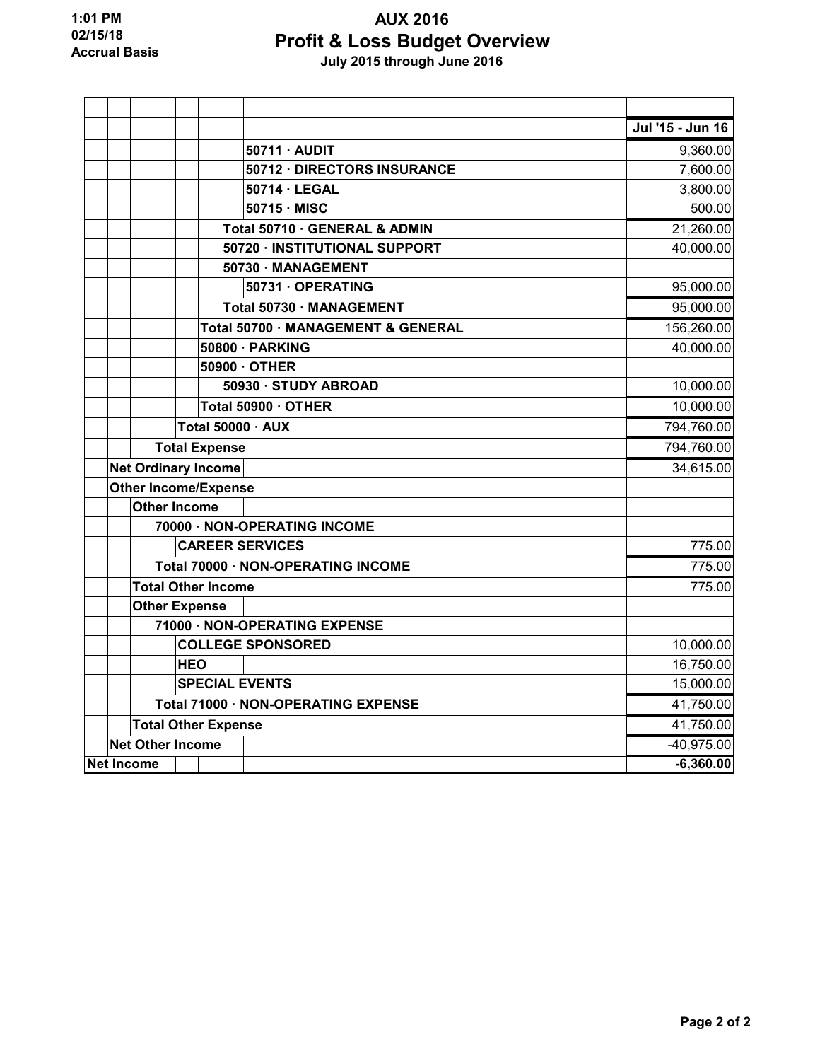# AUX 2016
## Profit & Loss Budget Overview
**July 2015 through June 2016**

1:01 PM
02/15/18
Accrual Basis

| | Jul '15 - Jun 16 |
|---|---|
| 50711 · AUDIT | 9,360.00 |
| 50712 · DIRECTORS INSURANCE | 7,600.00 |
| 50714 · LEGAL | 3,800.00 |
| 50715 · MISC | 500.00 |
| Total 50710 · GENERAL & ADMIN | 21,260.00 |
| 50720 · INSTITUTIONAL SUPPORT | 40,000.00 |
| 50730 · MANAGEMENT | |
| 50731 · OPERATING | 95,000.00 |
| Total 50730 · MANAGEMENT | 95,000.00 |
| Total 50700 · MANAGEMENT & GENERAL | 156,260.00 |
| 50800 · PARKING | 40,000.00 |
| 50900 · OTHER | |
| 50930 · STUDY ABROAD | 10,000.00 |
| Total 50900 · OTHER | 10,000.00 |
| Total 50000 · AUX | 794,760.00 |
| Total Expense | 794,760.00 |
| Net Ordinary Income | 34,615.00 |
| Other Income/Expense | |
| Other Income | |
| 70000 · NON-OPERATING INCOME | |
| CAREER SERVICES | 775.00 |
| Total 70000 · NON-OPERATING INCOME | 775.00 |
| Total Other Income | 775.00 |
| Other Expense | |
| 71000 · NON-OPERATING EXPENSE | |
| COLLEGE SPONSORED | 10,000.00 |
| HEO | 16,750.00 |
| SPECIAL EVENTS | 15,000.00 |
| Total 71000 · NON-OPERATING EXPENSE | 41,750.00 |
| Total Other Expense | 41,750.00 |
| Net Other Income | -40,975.00 |
| **Net Income** | **-6,360.00** |